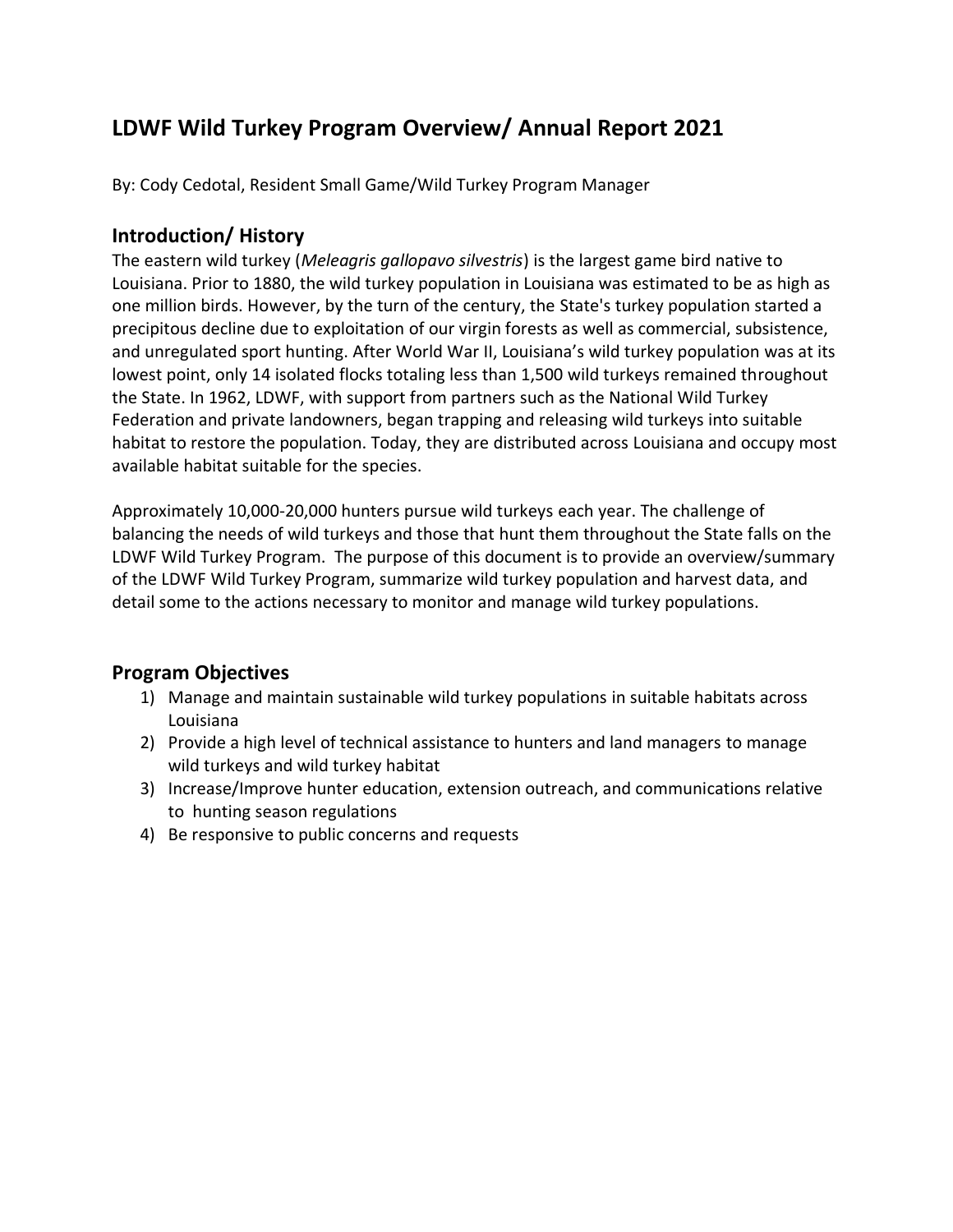# LDWF Wild Turkey Program Overview/ Annual Report 2021

By: Cody Cedotal, Resident Small Game/Wild Turkey Program Manager

## Introduction/ History

The eastern wild turkey (*Meleagris gallopavo silvestris*) is the largest game bird native to Louisiana. Prior to 1880, the wild turkey population in Louisiana was estimated to be as high as one million birds. However, by the turn of the century, the State's turkey population started a precipitous decline due to exploitation of our virgin forests as well as commercial, subsistence, and unregulated sport hunting. After World War II, Louisiana's wild turkey population was at its lowest point, only 14 isolated flocks totaling less than 1,500 wild turkeys remained throughout the State. In 1962, LDWF, with support from partners such as the National Wild Turkey Federation and private landowners, began trapping and releasing wild turkeys into suitable habitat to restore the population. Today, they are distributed across Louisiana and occupy most available habitat suitable for the species.

Approximately 10,000-20,000 hunters pursue wild turkeys each year. The challenge of balancing the needs of wild turkeys and those that hunt them throughout the State falls on the LDWF Wild Turkey Program. The purpose of this document is to provide an overview/summary of the LDWF Wild Turkey Program, summarize wild turkey population and harvest data, and detail some to the actions necessary to monitor and manage wild turkey populations.

## Program Objectives

1) Manage and maintain sustainable wild turkey populations in suitable habitats across Louisiana
2) Provide a high level of technical assistance to hunters and land managers to manage wild turkeys and wild turkey habitat
3) Increase/Improve hunter education, extension outreach, and communications relative to hunting season regulations
4) Be responsive to public concerns and requests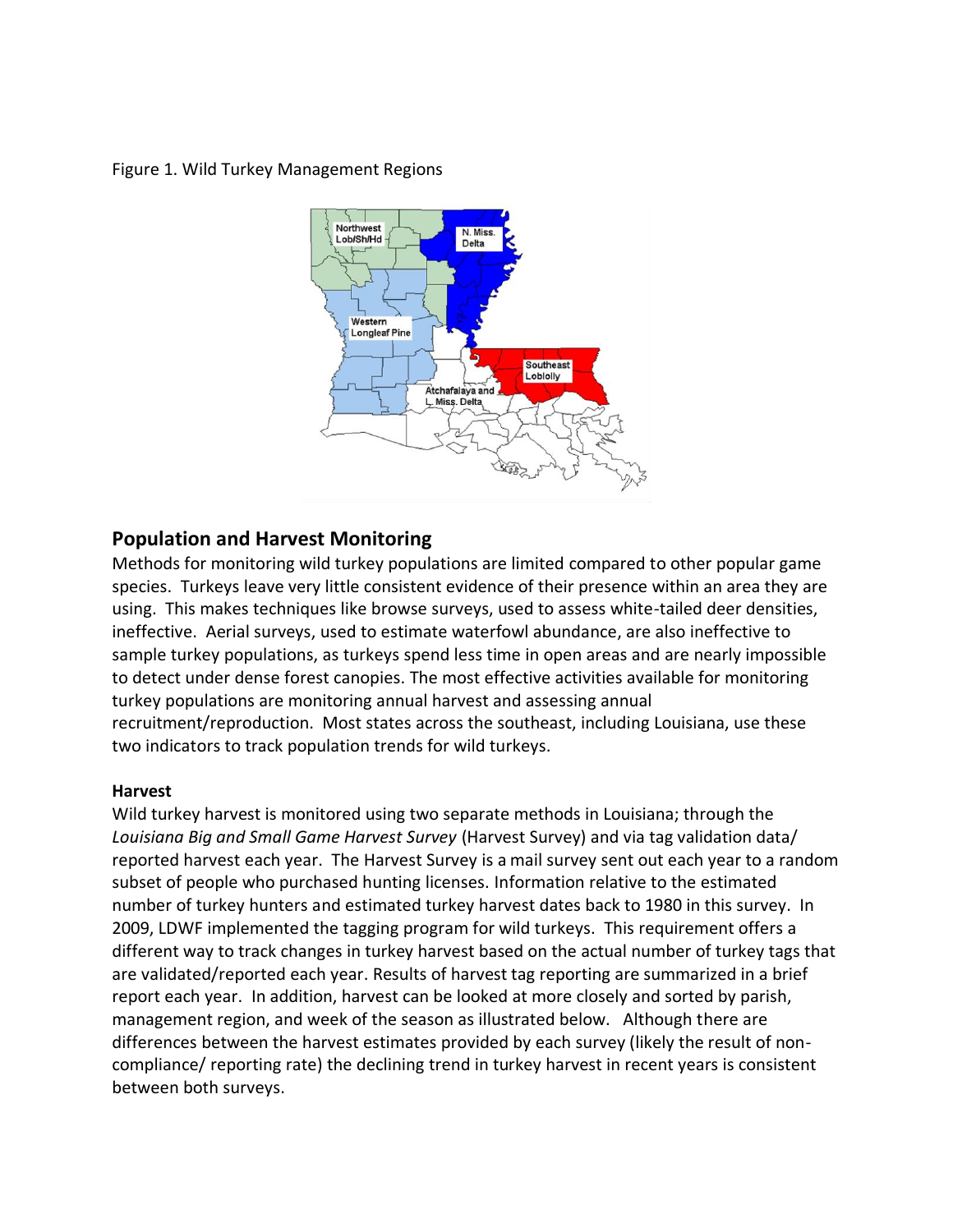Figure 1. Wild Turkey Management Regions

## Population and Harvest Monitoring

Methods for monitoring wild turkey populations are limited compared to other popular game species. Turkeys leave very little consistent evidence of their presence within an area they are using. This makes techniques like browse surveys, used to assess white-tailed deer densities, ineffective. Aerial surveys, used to estimate waterfowl abundance, are also ineffective to sample turkey populations, as turkeys spend less time in open areas and are nearly impossible to detect under dense forest canopies. The most effective activities available for monitoring turkey populations are monitoring annual harvest and assessing annual recruitment/reproduction. Most states across the southeast, including Louisiana, use these two indicators to track population trends for wild turkeys.

### Harvest

Wild turkey harvest is monitored using two separate methods in Louisiana; through the *Louisiana Big and Small Game Harvest Survey* (Harvest Survey) and via tag validation data/ reported harvest each year. The Harvest Survey is a mail survey sent out each year to a random subset of people who purchased hunting licenses. Information relative to the estimated number of turkey hunters and estimated turkey harvest dates back to 1980 in this survey. In 2009, LDWF implemented the tagging program for wild turkeys. This requirement offers a different way to track changes in turkey harvest based on the actual number of turkey tags that are validated/reported each year. Results of harvest tag reporting are summarized in a brief report each year. In addition, harvest can be looked at more closely and sorted by parish, management region, and week of the season as illustrated below. Although there are differences between the harvest estimates provided by each survey (likely the result of non-compliance/ reporting rate) the declining trend in turkey harvest in recent years is consistent between both surveys.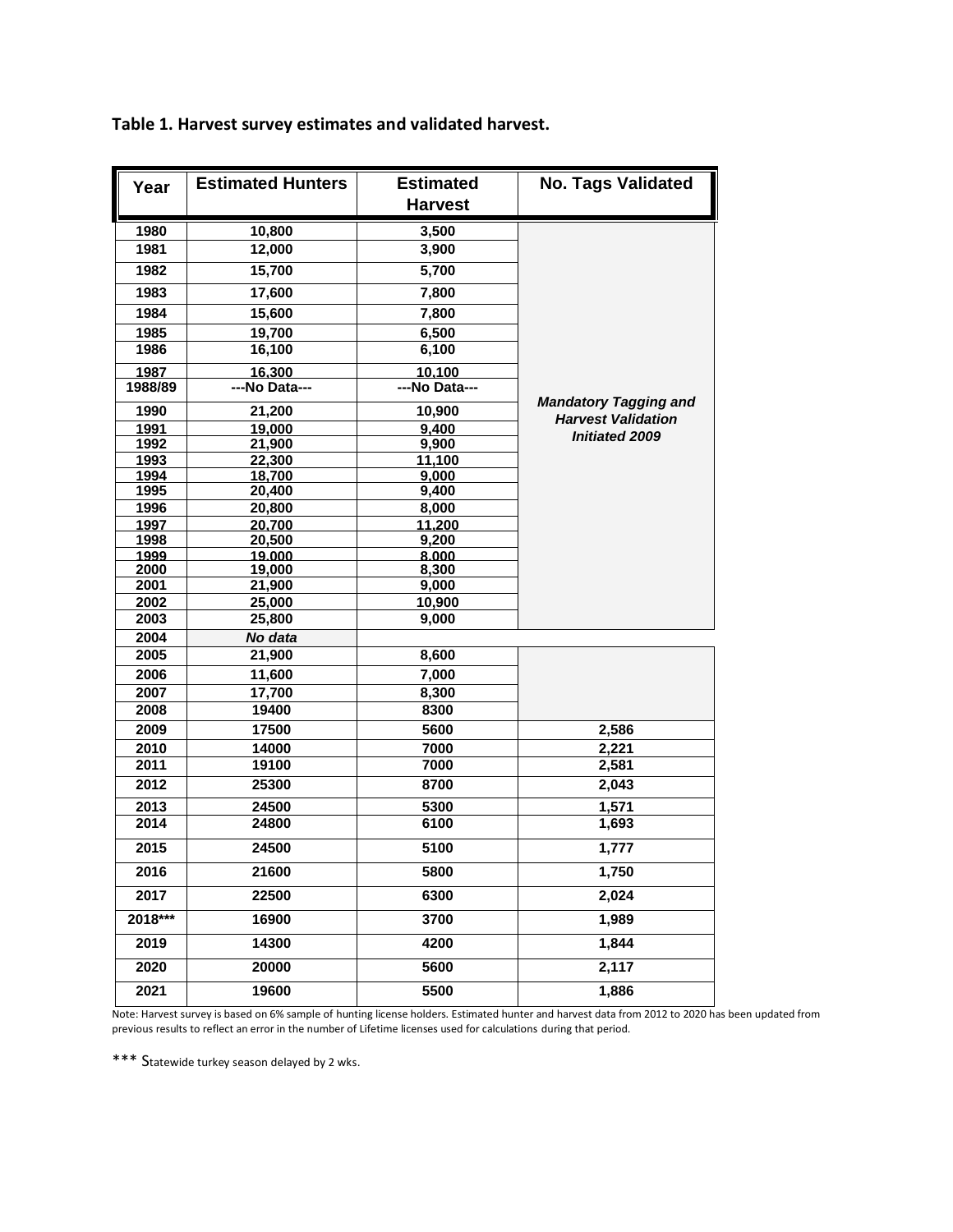**Table 1. Harvest survey estimates and validated harvest.**

| Year | Estimated Hunters | Estimated Harvest | No. Tags Validated |
|---|---|---|---|
| 1980 | 10,800 | 3,500 | *Mandatory Tagging and Harvest Validation Initiated 2009* |
| 1981 | 12,000 | 3,900 | |
| 1982 | 15,700 | 5,700 | |
| 1983 | 17,600 | 7,800 | |
| 1984 | 15,600 | 7,800 | |
| 1985 | 19,700 | 6,500 | |
| 1986 | 16,100 | 6,100 | |
| 1987 | 16,300 | 10,100 | |
| 1988/89 | ---No Data--- | ---No Data--- | |
| 1990 | 21,200 | 10,900 | |
| 1991 | 19,000 | 9,400 | |
| 1992 | 21,900 | 9,900 | |
| 1993 | 22,300 | 11,100 | |
| 1994 | 18,700 | 9,000 | |
| 1995 | 20,400 | 9,400 | |
| 1996 | 20,800 | 8,000 | |
| 1997 | 20,700 | 11,200 | |
| 1998 | 20,500 | 9,200 | |
| 1999 | 19,000 | 8,000 | |
| 2000 | 19,000 | 8,300 | |
| 2001 | 21,900 | 9,000 | |
| 2002 | 25,000 | 10,900 | |
| 2003 | 25,800 | 9,000 | |
| 2004 | *No data* | | |
| 2005 | 21,900 | 8,600 | |
| 2006 | 11,600 | 7,000 | |
| 2007 | 17,700 | 8,300 | |
| 2008 | 19400 | 8300 | |
| 2009 | 17500 | 5600 | 2,586 |
| 2010 | 14000 | 7000 | 2,221 |
| 2011 | 19100 | 7000 | 2,581 |
| 2012 | 25300 | 8700 | 2,043 |
| 2013 | 24500 | 5300 | 1,571 |
| 2014 | 24800 | 6100 | 1,693 |
| 2015 | 24500 | 5100 | 1,777 |
| 2016 | 21600 | 5800 | 1,750 |
| 2017 | 22500 | 6300 | 2,024 |
| 2018*** | 16900 | 3700 | 1,989 |
| 2019 | 14300 | 4200 | 1,844 |
| 2020 | 20000 | 5600 | 2,117 |
| 2021 | 19600 | 5500 | 1,886 |

Note: Harvest survey is based on 6% sample of hunting license holders. Estimated hunter and harvest data from 2012 to 2020 has been updated from previous results to reflect an error in the number of Lifetime licenses used for calculations during that period.

*** Statewide turkey season delayed by 2 wks.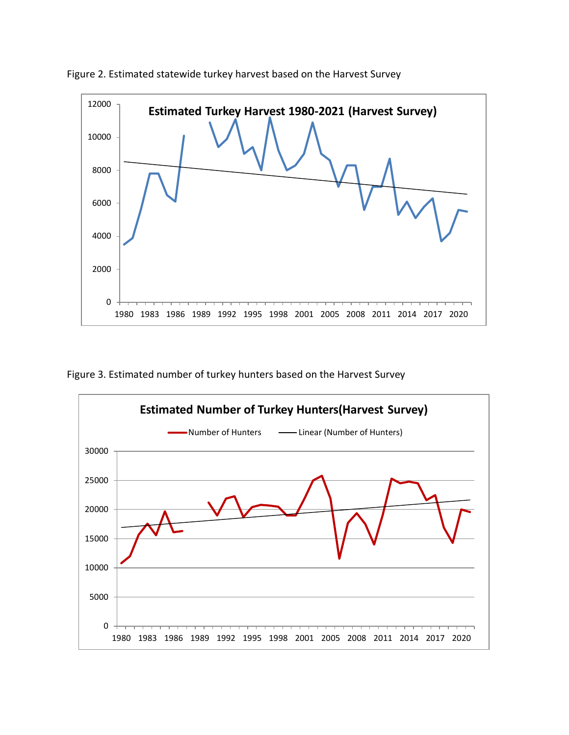Figure 2. Estimated statewide turkey harvest based on the Harvest Survey

Figure 3. Estimated number of turkey hunters based on the Harvest Survey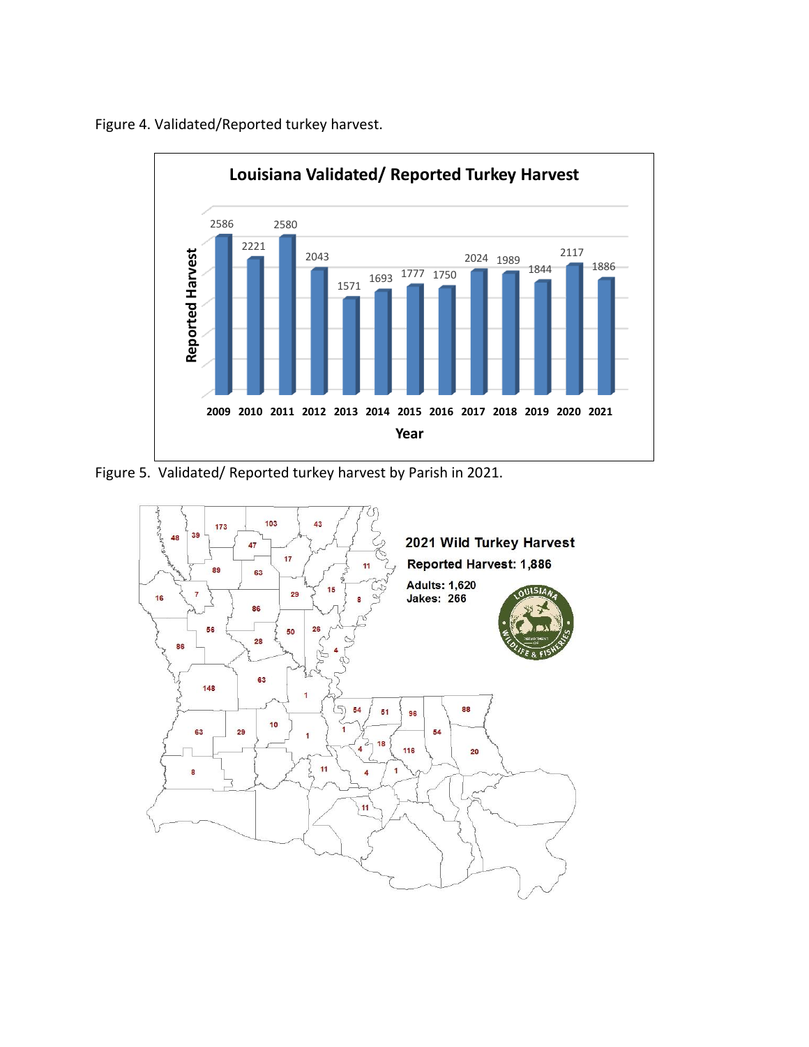Figure 4. Validated/Reported turkey harvest.

Figure 5. Validated/ Reported turkey harvest by Parish in 2021.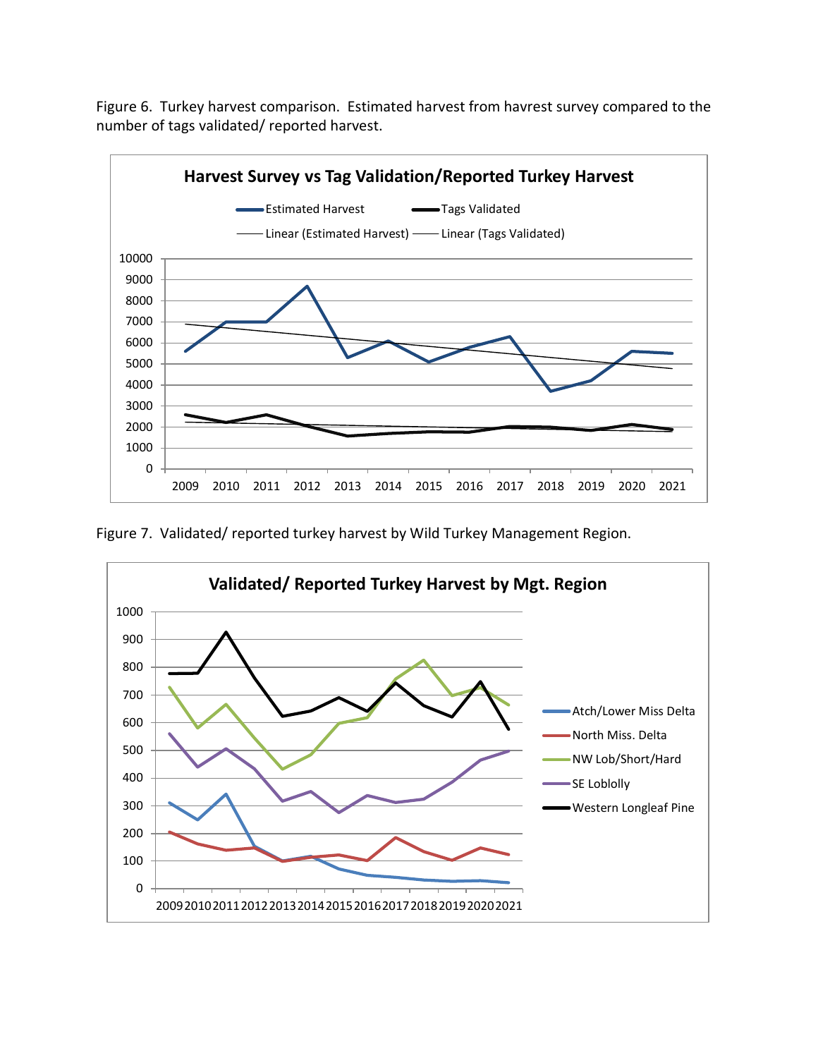Figure 6. Turkey harvest comparison. Estimated harvest from havrest survey compared to the number of tags validated/ reported harvest.

Figure 7. Validated/ reported turkey harvest by Wild Turkey Management Region.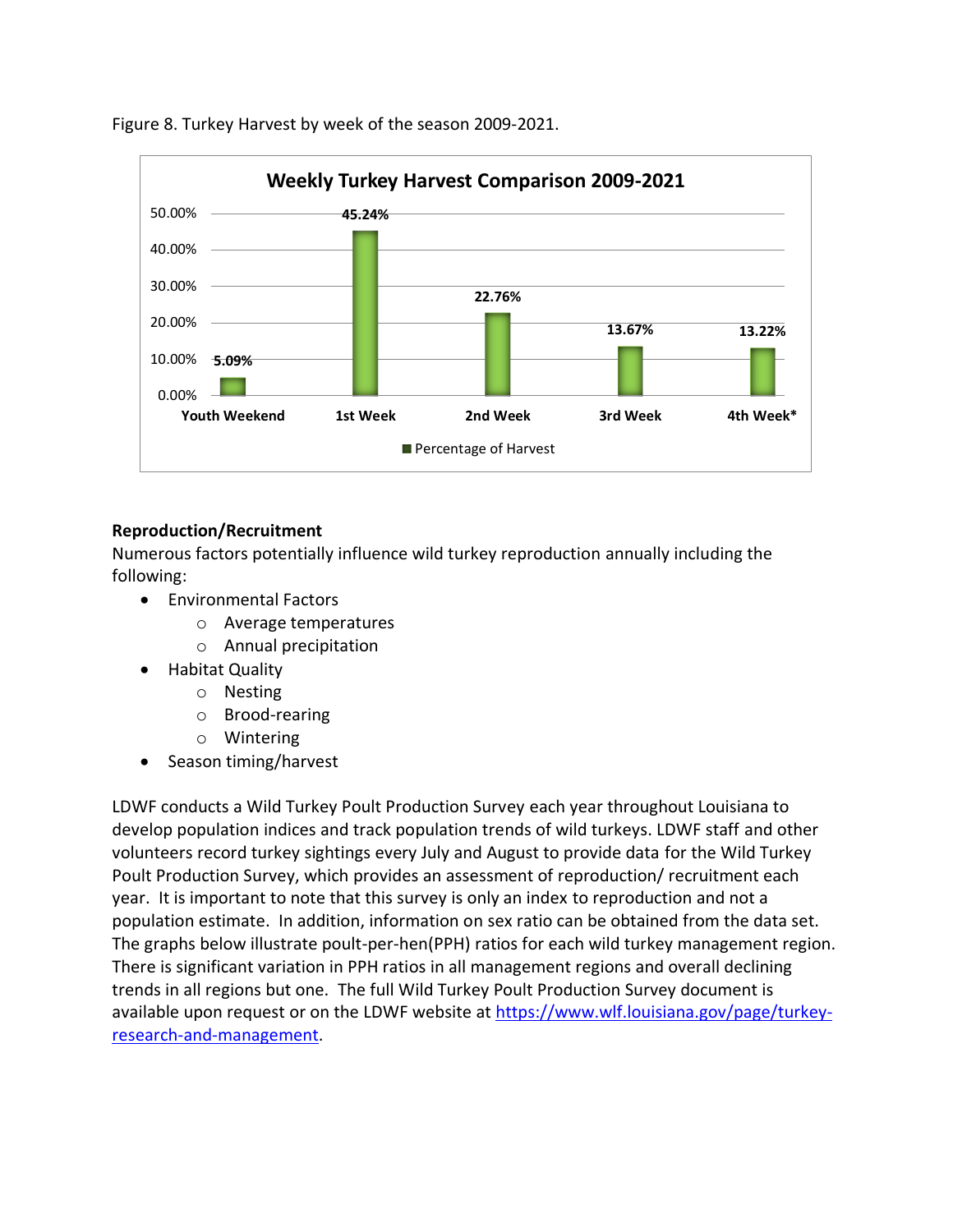Figure 8. Turkey Harvest by week of the season 2009-2021.

**Weekly Turkey Harvest Comparison 2009-2021**

| | Youth Weekend | 1st Week | 2nd Week | 3rd Week | 4th Week* |
|---|---|---|---|---|---|
| Percentage of Harvest | 5.09% | 45.24% | 22.76% | 13.67% | 13.22% |

**Reproduction/Recruitment**

Numerous factors potentially influence wild turkey reproduction annually including the following:

- Environmental Factors
    - Average temperatures
    - Annual precipitation
- Habitat Quality
    - Nesting
    - Brood-rearing
    - Wintering
- Season timing/harvest

LDWF conducts a Wild Turkey Poult Production Survey each year throughout Louisiana to develop population indices and track population trends of wild turkeys. LDWF staff and other volunteers record turkey sightings every July and August to provide data for the Wild Turkey Poult Production Survey, which provides an assessment of reproduction/ recruitment each year. It is important to note that this survey is only an index to reproduction and not a population estimate. In addition, information on sex ratio can be obtained from the data set. The graphs below illustrate poult-per-hen(PPH) ratios for each wild turkey management region. There is significant variation in PPH ratios in all management regions and overall declining trends in all regions but one. The full Wild Turkey Poult Production Survey document is available upon request or on the LDWF website at [https://www.wlf.louisiana.gov/page/turkey-research-and-management](https://www.wlf.louisiana.gov/page/turkey-research-and-management).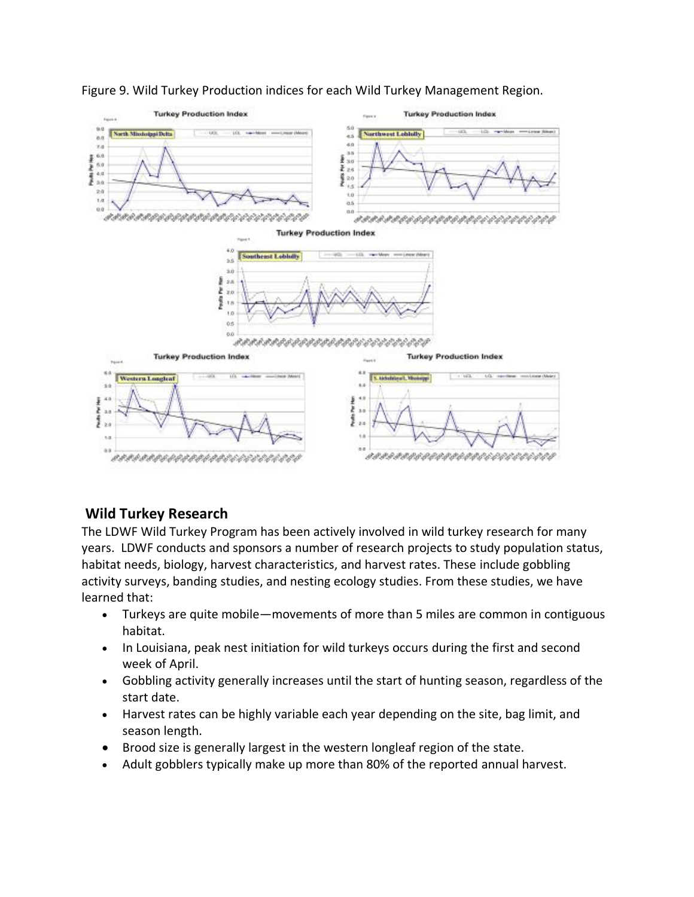Figure 9. Wild Turkey Production indices for each Wild Turkey Management Region.

## Wild Turkey Research

The LDWF Wild Turkey Program has been actively involved in wild turkey research for many years. LDWF conducts and sponsors a number of research projects to study population status, habitat needs, biology, harvest characteristics, and harvest rates. These include gobbling activity surveys, banding studies, and nesting ecology studies. From these studies, we have learned that:

- Turkeys are quite mobile—movements of more than 5 miles are common in contiguous habitat.
- In Louisiana, peak nest initiation for wild turkeys occurs during the first and second week of April.
- Gobbling activity generally increases until the start of hunting season, regardless of the start date.
- Harvest rates can be highly variable each year depending on the site, bag limit, and season length.
- Brood size is generally largest in the western longleaf region of the state.
- Adult gobblers typically make up more than 80% of the reported annual harvest.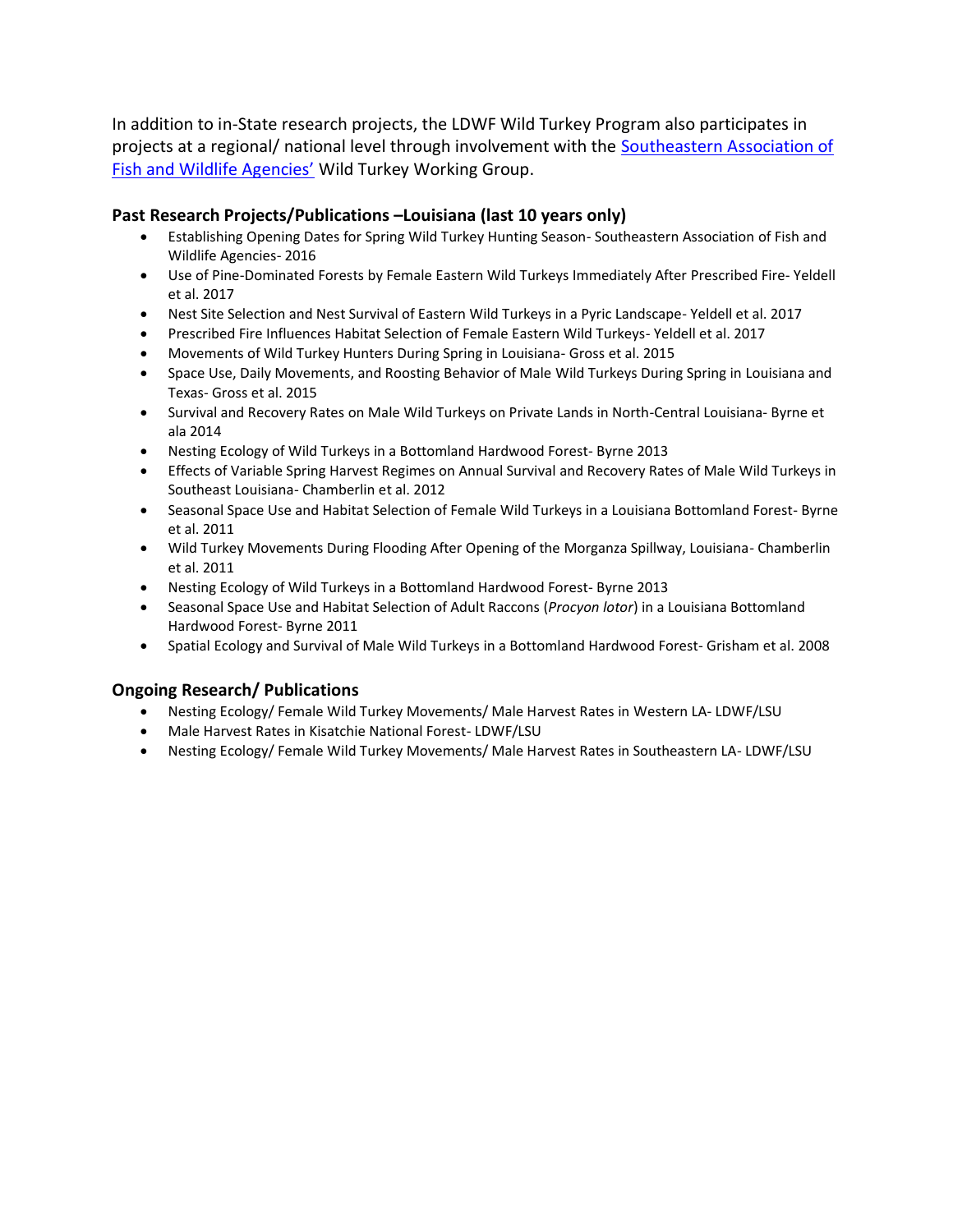In addition to in-State research projects, the LDWF Wild Turkey Program also participates in projects at a regional/ national level through involvement with the [Southeastern Association of Fish and Wildlife Agencies'](#) Wild Turkey Working Group.

### Past Research Projects/Publications –Louisiana (last 10 years only)

- Establishing Opening Dates for Spring Wild Turkey Hunting Season- Southeastern Association of Fish and Wildlife Agencies- 2016
- Use of Pine-Dominated Forests by Female Eastern Wild Turkeys Immediately After Prescribed Fire- Yeldell et al. 2017
- Nest Site Selection and Nest Survival of Eastern Wild Turkeys in a Pyric Landscape- Yeldell et al. 2017
- Prescribed Fire Influences Habitat Selection of Female Eastern Wild Turkeys- Yeldell et al. 2017
- Movements of Wild Turkey Hunters During Spring in Louisiana- Gross et al. 2015
- Space Use, Daily Movements, and Roosting Behavior of Male Wild Turkeys During Spring in Louisiana and Texas- Gross et al. 2015
- Survival and Recovery Rates on Male Wild Turkeys on Private Lands in North-Central Louisiana- Byrne et ala 2014
- Nesting Ecology of Wild Turkeys in a Bottomland Hardwood Forest- Byrne 2013
- Effects of Variable Spring Harvest Regimes on Annual Survival and Recovery Rates of Male Wild Turkeys in Southeast Louisiana- Chamberlin et al. 2012
- Seasonal Space Use and Habitat Selection of Female Wild Turkeys in a Louisiana Bottomland Forest- Byrne et al. 2011
- Wild Turkey Movements During Flooding After Opening of the Morganza Spillway, Louisiana- Chamberlin et al. 2011
- Nesting Ecology of Wild Turkeys in a Bottomland Hardwood Forest- Byrne 2013
- Seasonal Space Use and Habitat Selection of Adult Raccons (*Procyon lotor*) in a Louisiana Bottomland Hardwood Forest- Byrne 2011
- Spatial Ecology and Survival of Male Wild Turkeys in a Bottomland Hardwood Forest- Grisham et al. 2008

### Ongoing Research/ Publications

- Nesting Ecology/ Female Wild Turkey Movements/ Male Harvest Rates in Western LA- LDWF/LSU
- Male Harvest Rates in Kisatchie National Forest- LDWF/LSU
- Nesting Ecology/ Female Wild Turkey Movements/ Male Harvest Rates in Southeastern LA- LDWF/LSU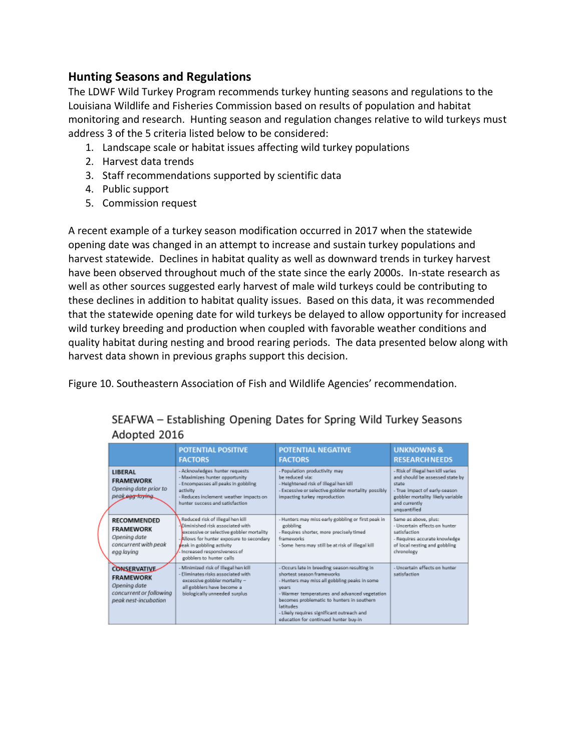## Hunting Seasons and Regulations

The LDWF Wild Turkey Program recommends turkey hunting seasons and regulations to the Louisiana Wildlife and Fisheries Commission based on results of population and habitat monitoring and research. Hunting season and regulation changes relative to wild turkeys must address 3 of the 5 criteria listed below to be considered:

1. Landscape scale or habitat issues affecting wild turkey populations
2. Harvest data trends
3. Staff recommendations supported by scientific data
4. Public support
5. Commission request

A recent example of a turkey season modification occurred in 2017 when the statewide opening date was changed in an attempt to increase and sustain turkey populations and harvest statewide. Declines in habitat quality as well as downward trends in turkey harvest have been observed throughout much of the state since the early 2000s. In-state research as well as other sources suggested early harvest of male wild turkeys could be contributing to these declines in addition to habitat quality issues. Based on this data, it was recommended that the statewide opening date for wild turkeys be delayed to allow opportunity for increased wild turkey breeding and production when coupled with favorable weather conditions and quality habitat during nesting and brood rearing periods. The data presented below along with harvest data shown in previous graphs support this decision.

Figure 10. Southeastern Association of Fish and Wildlife Agencies' recommendation.

SEAFWA – Establishing Opening Dates for Spring Wild Turkey Seasons Adopted 2016

| | POTENTIAL POSITIVE FACTORS | POTENTIAL NEGATIVE FACTORS | UNKNOWNS & RESEARCH NEEDS |
|---|---|---|---|
| **LIBERAL FRAMEWORK** *Opening date prior to peak egg-laying* | - Acknowledges hunter requests<br>- Maximizes hunter opportunity<br>- Encompasses all peaks in gobbling activity<br>- Reduces inclement weather impacts on hunter success and satisfaction | - Population productivity may be reduced via:<br>- Heightened risk of illegal hen kill<br>- Excessive or selective gobbler mortality possibly impacting turkey reproduction | - Risk of illegal hen kill varies and should be assessed state by state<br>- True impact of early-season gobbler mortality likely variable and currently unquantified |
| **RECOMMENDED FRAMEWORK** *Opening date concurrent with peak egg laying* | - Reduced risk of illegal hen kill<br>- Diminished risk associated with excessive or selective gobbler mortality<br>- Allows for hunter exposure to secondary peak in gobbling activity<br>- Increased responsiveness of gobblers to hunter calls | - Hunters may miss early gobbling or first peak in gobbling<br>- Requires shorter, more precisely timed frameworks<br>- Some hens may still be at risk of illegal kill | Same as above, plus:<br>- Uncertain effects on hunter satisfaction<br>- Requires accurate knowledge of local nesting and gobbling chronology |
| **CONSERVATIVE FRAMEWORK** *Opening date concurrent or following peak nest-incubation* | - Minimized risk of illegal hen kill<br>- Eliminates risks associated with excessive gobbler mortality – all gobblers have become a biologically unneeded surplus | - Occurs late in breeding season resulting in shortest season frameworks<br>- Hunters may miss all gobbling peaks in some years<br>- Warmer temperatures and advanced vegetation becomes problematic to hunters in southern latitudes<br>- Likely requires significant outreach and education for continued hunter buy-in | - Uncertain effects on hunter satisfaction |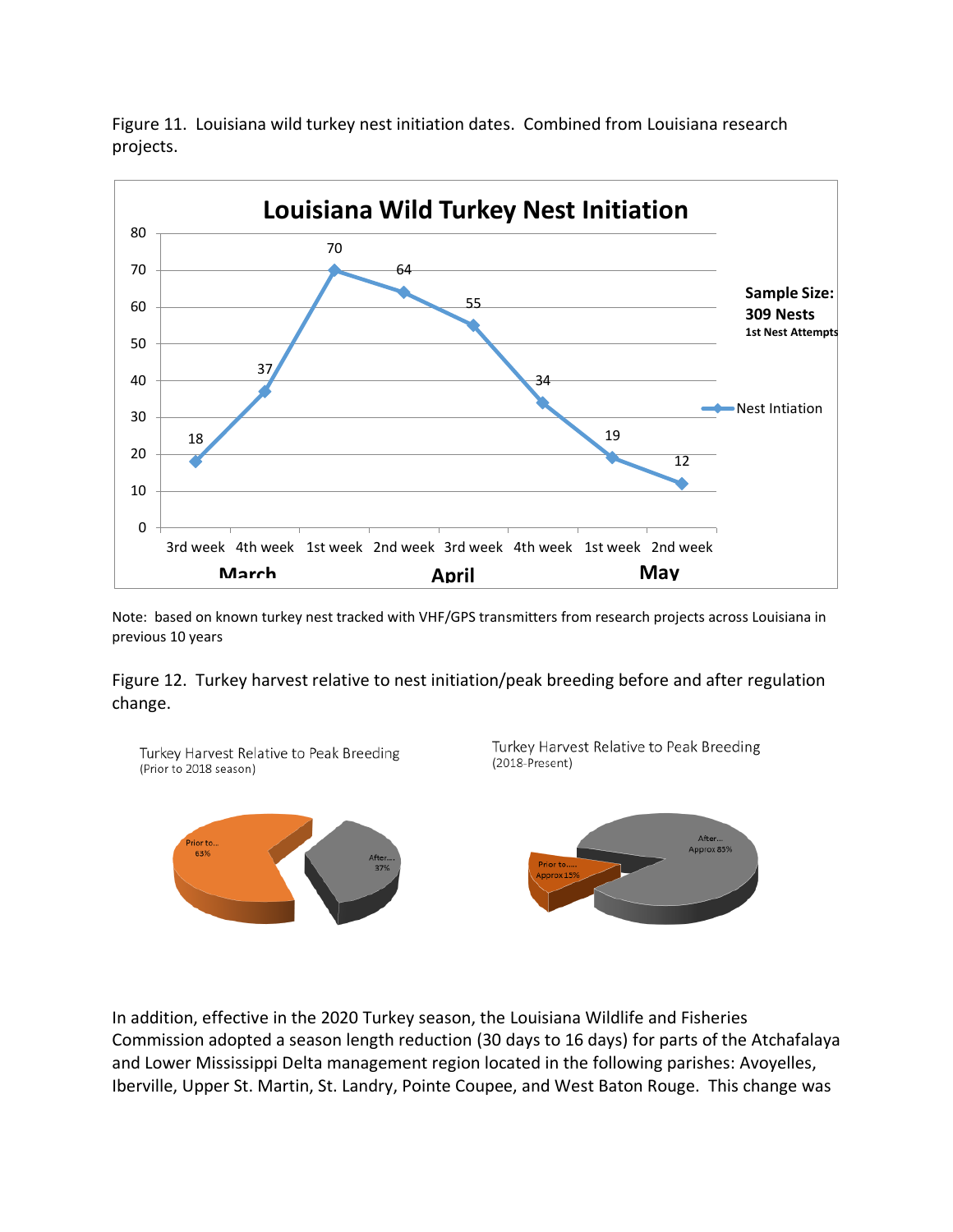Figure 11. Louisiana wild turkey nest initiation dates. Combined from Louisiana research projects.

Note: based on known turkey nest tracked with VHF/GPS transmitters from research projects across Louisiana in previous 10 years

Figure 12. Turkey harvest relative to nest initiation/peak breeding before and after regulation change.

In addition, effective in the 2020 Turkey season, the Louisiana Wildlife and Fisheries Commission adopted a season length reduction (30 days to 16 days) for parts of the Atchafalaya and Lower Mississippi Delta management region located in the following parishes: Avoyelles, Iberville, Upper St. Martin, St. Landry, Pointe Coupee, and West Baton Rouge. This change was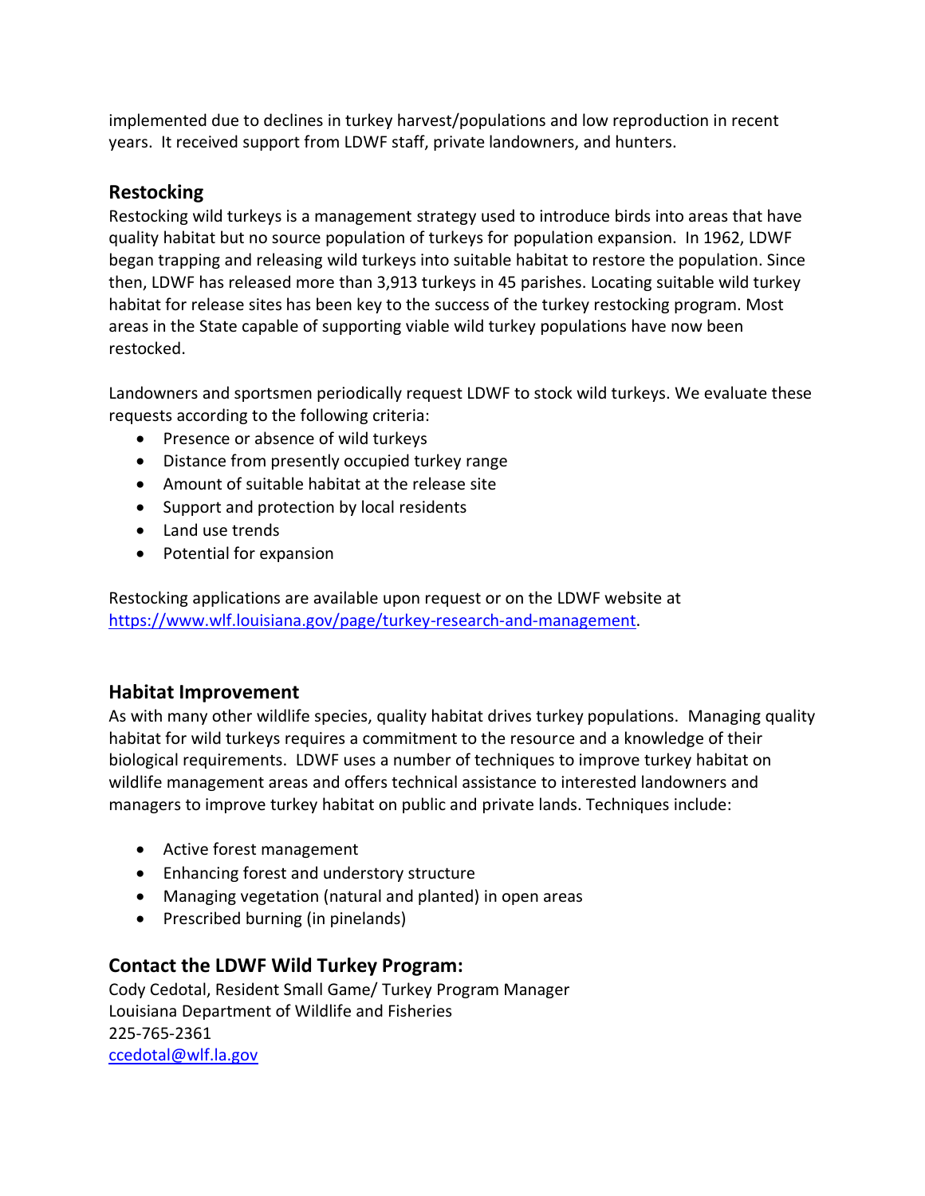implemented due to declines in turkey harvest/populations and low reproduction in recent years. It received support from LDWF staff, private landowners, and hunters.

## Restocking

Restocking wild turkeys is a management strategy used to introduce birds into areas that have quality habitat but no source population of turkeys for population expansion. In 1962, LDWF began trapping and releasing wild turkeys into suitable habitat to restore the population. Since then, LDWF has released more than 3,913 turkeys in 45 parishes. Locating suitable wild turkey habitat for release sites has been key to the success of the turkey restocking program. Most areas in the State capable of supporting viable wild turkey populations have now been restocked.

Landowners and sportsmen periodically request LDWF to stock wild turkeys. We evaluate these requests according to the following criteria:

- Presence or absence of wild turkeys
- Distance from presently occupied turkey range
- Amount of suitable habitat at the release site
- Support and protection by local residents
- Land use trends
- Potential for expansion

Restocking applications are available upon request or on the LDWF website at https://www.wlf.louisiana.gov/page/turkey-research-and-management.

## Habitat Improvement

As with many other wildlife species, quality habitat drives turkey populations. Managing quality habitat for wild turkeys requires a commitment to the resource and a knowledge of their biological requirements. LDWF uses a number of techniques to improve turkey habitat on wildlife management areas and offers technical assistance to interested landowners and managers to improve turkey habitat on public and private lands. Techniques include:

- Active forest management
- Enhancing forest and understory structure
- Managing vegetation (natural and planted) in open areas
- Prescribed burning (in pinelands)

## Contact the LDWF Wild Turkey Program:

Cody Cedotal, Resident Small Game/ Turkey Program Manager
Louisiana Department of Wildlife and Fisheries
225-765-2361
ccedotal@wlf.la.gov